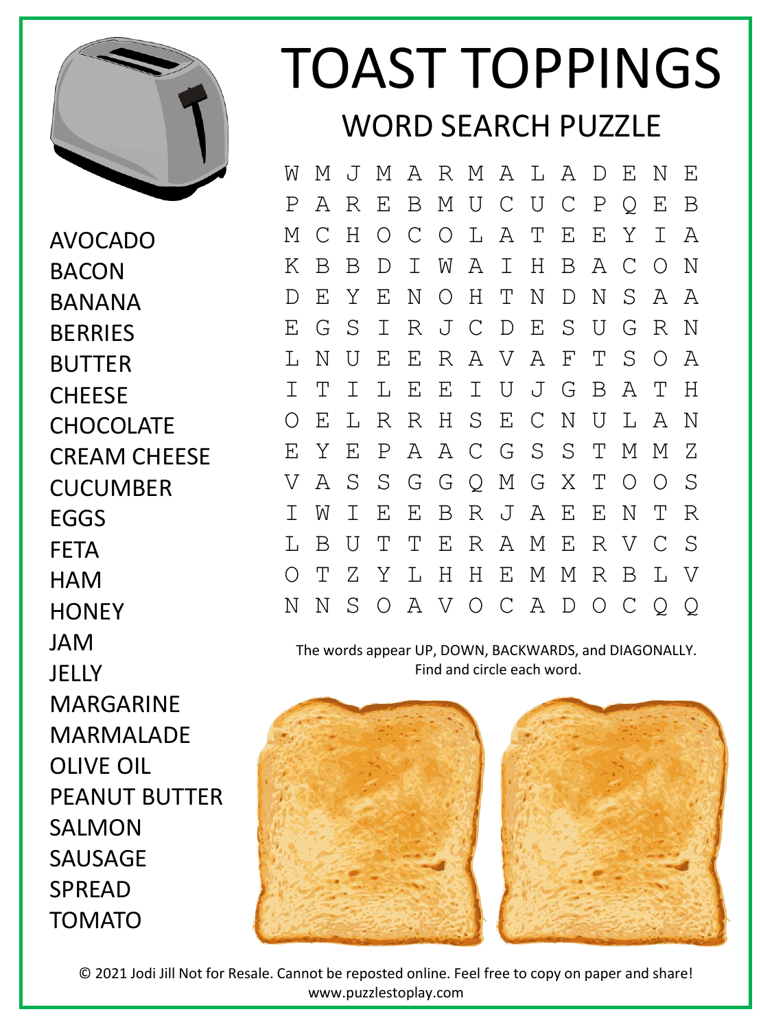# TOAST TOPPINGS

## WORD SEARCH PUZZLE

```
W M J M A R M A L A D E N E
P A R E B M U C U C P Q E B
M C H O C O L A T E E Y I A
K B B D I W A I H B A C O N
D E Y E N O H T N D N S A A
E G S I R J C D E S U G R N
L N U E E R A V A F T S O A
I T I L E E I U J G B A T H
O E L R R H S E C N U L A N
E Y E P A A C G S S T M M Z
V A S S G G Q M G X T O O S
I W I E E B R J A E E N T R
L B U T T E R A M E R V C S
O T Z Y L H H E M M R B L V
N N S O A V O C A D O C Q Q
```

The words appear UP, DOWN, BACKWARDS, and DIAGONALLY.
Find and circle each word.

- AVOCADO
- BACON
- BANANA
- BERRIES
- BUTTER
- CHEESE
- CHOCOLATE
- CREAM CHEESE
- CUCUMBER
- EGGS
- FETA
- HAM
- HONEY
- JAM
- JELLY
- MARGARINE
- MARMALADE
- OLIVE OIL
- PEANUT BUTTER
- SALMON
- SAUSAGE
- SPREAD
- TOMATO

© 2021 Jodi Jill Not for Resale. Cannot be reposted online. Feel free to copy on paper and share!
www.puzzlestoplay.com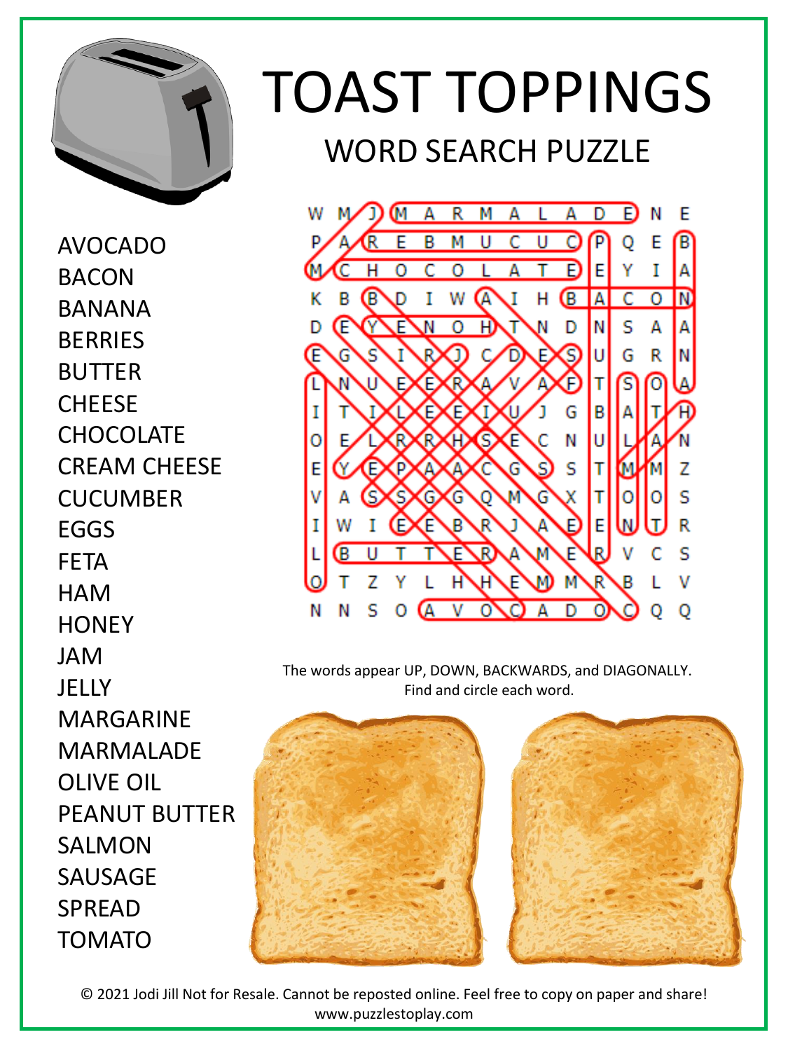# TOAST TOPPINGS

## WORD SEARCH PUZZLE

| | | | | | | | | | | | | | |
|---|---|---|---|---|---|---|---|---|---|---|---|---|---|
| W | M | J | M | A | R | M | A | L | A | D | E | N | E |
| P | A | R | E | B | M | U | C | U | C | P | Q | E | B |
| M | C | H | O | C | O | L | A | T | E | E | Y | I | A |
| K | B | B | D | I | W | A | I | H | B | A | C | O | N |
| D | E | Y | E | N | O | H | T | N | D | N | S | A | A |
| E | G | S | I | R | J | C | D | E | S | U | G | R | N |
| L | N | U | E | E | R | A | V | A | F | T | S | O | A |
| I | T | I | L | E | E | I | U | J | G | B | A | T | H |
| O | E | L | R | R | H | S | E | C | N | U | L | A | N |
| E | Y | E | P | A | A | C | G | S | S | T | M | M | Z |
| V | A | S | S | G | G | Q | M | G | X | T | O | O | S |
| I | W | I | E | E | B | R | J | A | E | E | N | T | R |
| L | B | U | T | T | E | R | A | M | E | R | V | C | S |
| O | T | Z | Y | L | H | H | E | M | M | R | B | L | V |
| N | N | S | O | A | V | O | C | A | D | O | C | Q | Q |

- AVOCADO
- BACON
- BANANA
- BERRIES
- BUTTER
- CHEESE
- CHOCOLATE
- CREAM CHEESE
- CUCUMBER
- EGGS
- FETA
- HAM
- HONEY
- JAM
- JELLY
- MARGARINE
- MARMALADE
- OLIVE OIL
- PEANUT BUTTER
- SALMON
- SAUSAGE
- SPREAD
- TOMATO

The words appear UP, DOWN, BACKWARDS, and DIAGONALLY.
Find and circle each word.

© 2021 Jodi Jill Not for Resale. Cannot be reposted online. Feel free to copy on paper and share!
www.puzzlestoplay.com